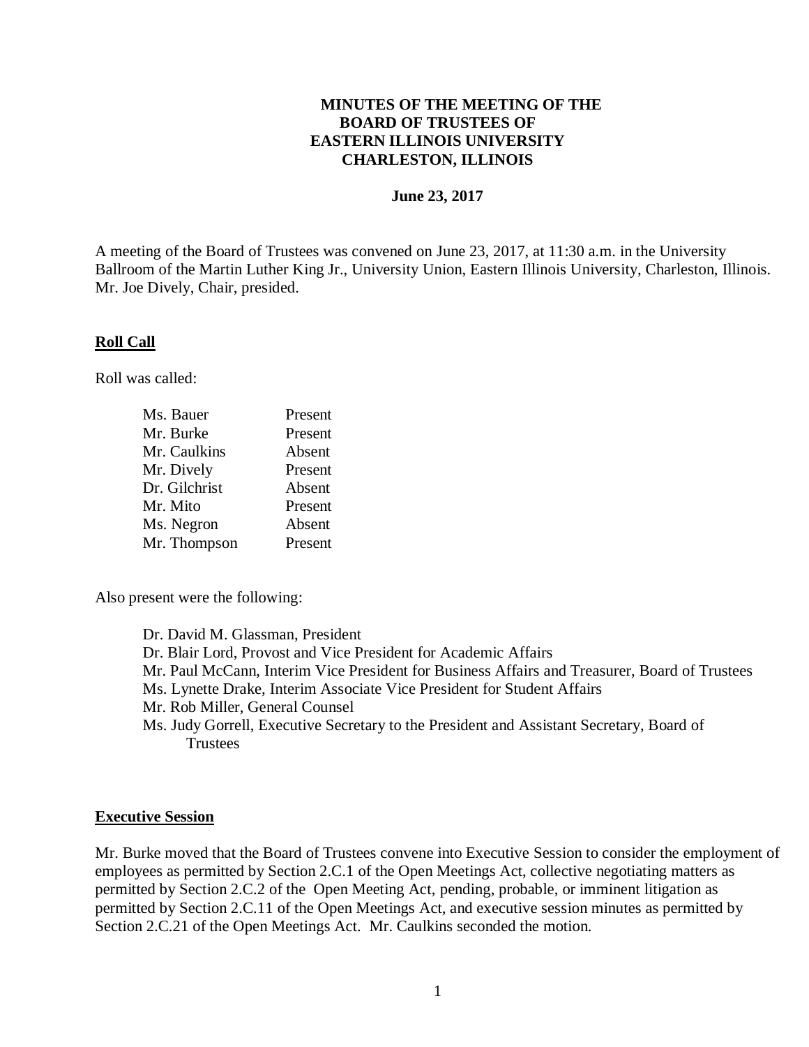**MINUTES OF THE MEETING OF THE BOARD OF TRUSTEES OF EASTERN ILLINOIS UNIVERSITY CHARLESTON, ILLINOIS**

**June 23, 2017**

A meeting of the Board of Trustees was convened on June 23, 2017, at 11:30 a.m. in the University Ballroom of the Martin Luther King Jr., University Union, Eastern Illinois University, Charleston, Illinois. Mr. Joe Dively, Chair, presided.

## Roll Call

Roll was called:

| | |
|---|---|
| Ms. Bauer | Present |
| Mr. Burke | Present |
| Mr. Caulkins | Absent |
| Mr. Dively | Present |
| Dr. Gilchrist | Absent |
| Mr. Mito | Present |
| Ms. Negron | Absent |
| Mr. Thompson | Present |

Also present were the following:

Dr. David M. Glassman, President
Dr. Blair Lord, Provost and Vice President for Academic Affairs
Mr. Paul McCann, Interim Vice President for Business Affairs and Treasurer, Board of Trustees
Ms. Lynette Drake, Interim Associate Vice President for Student Affairs
Mr. Rob Miller, General Counsel
Ms. Judy Gorrell, Executive Secretary to the President and Assistant Secretary, Board of Trustees

## Executive Session

Mr. Burke moved that the Board of Trustees convene into Executive Session to consider the employment of employees as permitted by Section 2.C.1 of the Open Meetings Act, collective negotiating matters as permitted by Section 2.C.2 of the Open Meeting Act, pending, probable, or imminent litigation as permitted by Section 2.C.11 of the Open Meetings Act, and executive session minutes as permitted by Section 2.C.21 of the Open Meetings Act. Mr. Caulkins seconded the motion.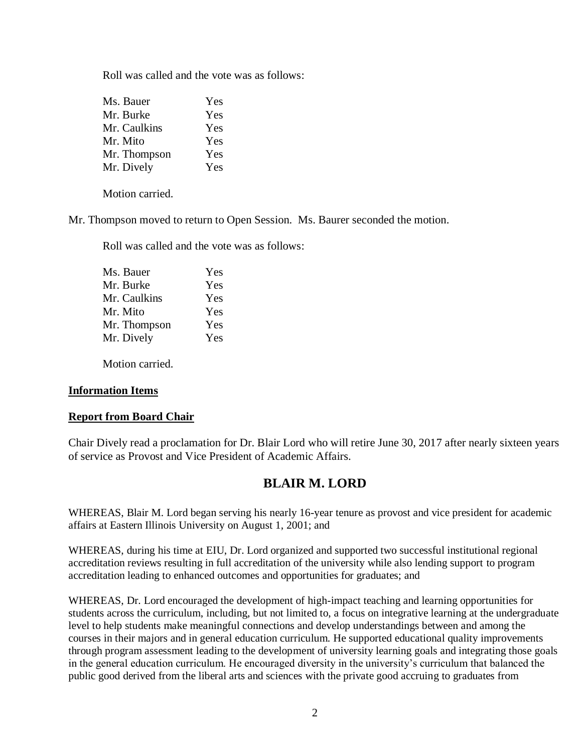Roll was called and the vote was as follows:

| | |
|---|---|
| Ms. Bauer | Yes |
| Mr. Burke | Yes |
| Mr. Caulkins | Yes |
| Mr. Mito | Yes |
| Mr. Thompson | Yes |
| Mr. Dively | Yes |

Motion carried.

Mr. Thompson moved to return to Open Session. Ms. Baurer seconded the motion.

Roll was called and the vote was as follows:

| | |
|---|---|
| Ms. Bauer | Yes |
| Mr. Burke | Yes |
| Mr. Caulkins | Yes |
| Mr. Mito | Yes |
| Mr. Thompson | Yes |
| Mr. Dively | Yes |

Motion carried.

**Information Items**

**Report from Board Chair**

Chair Dively read a proclamation for Dr. Blair Lord who will retire June 30, 2017 after nearly sixteen years of service as Provost and Vice President of Academic Affairs.

## BLAIR M. LORD

WHEREAS, Blair M. Lord began serving his nearly 16-year tenure as provost and vice president for academic affairs at Eastern Illinois University on August 1, 2001; and

WHEREAS, during his time at EIU, Dr. Lord organized and supported two successful institutional regional accreditation reviews resulting in full accreditation of the university while also lending support to program accreditation leading to enhanced outcomes and opportunities for graduates; and

WHEREAS, Dr. Lord encouraged the development of high-impact teaching and learning opportunities for students across the curriculum, including, but not limited to, a focus on integrative learning at the undergraduate level to help students make meaningful connections and develop understandings between and among the courses in their majors and in general education curriculum. He supported educational quality improvements through program assessment leading to the development of university learning goals and integrating those goals in the general education curriculum. He encouraged diversity in the university's curriculum that balanced the public good derived from the liberal arts and sciences with the private good accruing to graduates from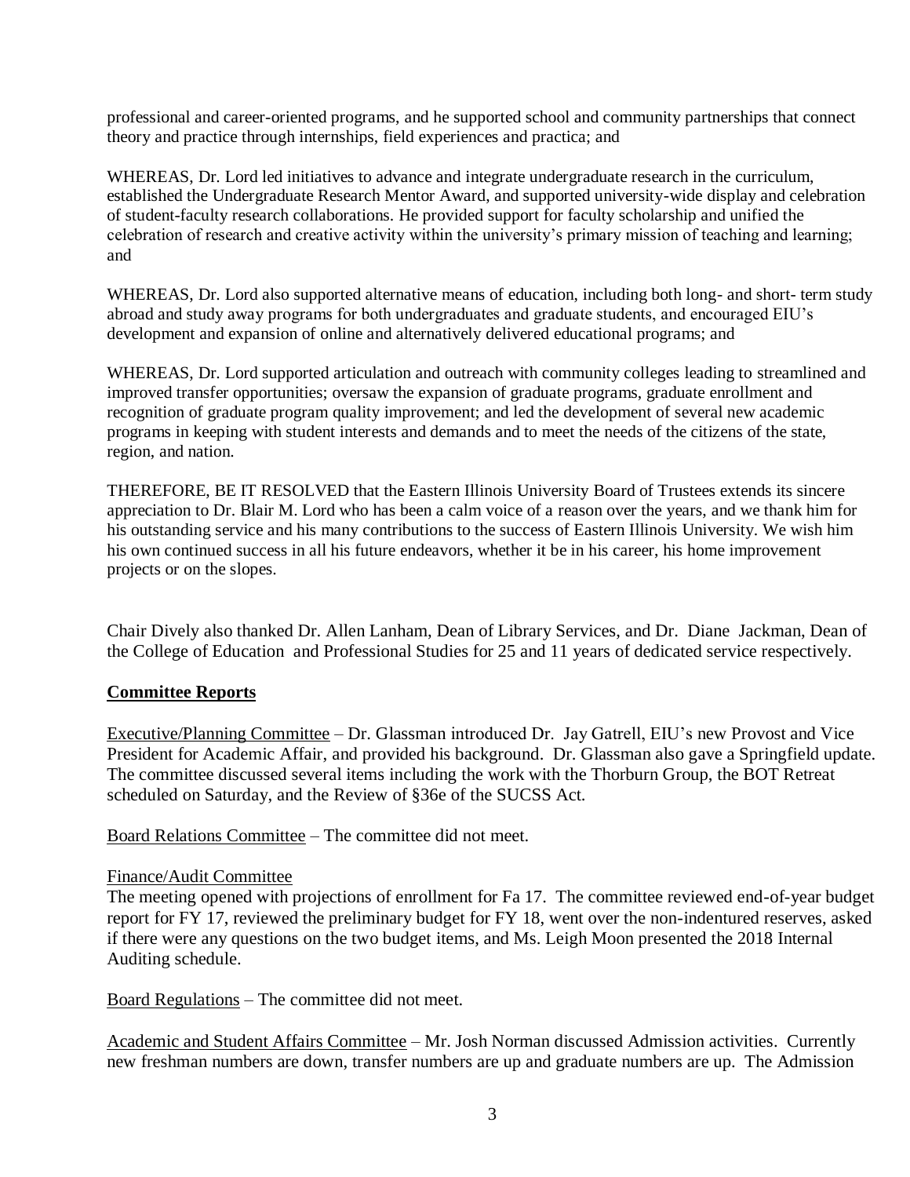professional and career-oriented programs, and he supported school and community partnerships that connect theory and practice through internships, field experiences and practica; and

WHEREAS, Dr. Lord led initiatives to advance and integrate undergraduate research in the curriculum, established the Undergraduate Research Mentor Award, and supported university-wide display and celebration of student-faculty research collaborations. He provided support for faculty scholarship and unified the celebration of research and creative activity within the university's primary mission of teaching and learning; and

WHEREAS, Dr. Lord also supported alternative means of education, including both long- and short- term study abroad and study away programs for both undergraduates and graduate students, and encouraged EIU's development and expansion of online and alternatively delivered educational programs; and

WHEREAS, Dr. Lord supported articulation and outreach with community colleges leading to streamlined and improved transfer opportunities; oversaw the expansion of graduate programs, graduate enrollment and recognition of graduate program quality improvement; and led the development of several new academic programs in keeping with student interests and demands and to meet the needs of the citizens of the state, region, and nation.

THEREFORE, BE IT RESOLVED that the Eastern Illinois University Board of Trustees extends its sincere appreciation to Dr. Blair M. Lord who has been a calm voice of a reason over the years, and we thank him for his outstanding service and his many contributions to the success of Eastern Illinois University. We wish him his own continued success in all his future endeavors, whether it be in his career, his home improvement projects or on the slopes.

Chair Dively also thanked Dr. Allen Lanham, Dean of Library Services, and Dr. Diane Jackman, Dean of the College of Education and Professional Studies for 25 and 11 years of dedicated service respectively.

## Committee Reports

Executive/Planning Committee – Dr. Glassman introduced Dr. Jay Gatrell, EIU's new Provost and Vice President for Academic Affair, and provided his background. Dr. Glassman also gave a Springfield update. The committee discussed several items including the work with the Thorburn Group, the BOT Retreat scheduled on Saturday, and the Review of §36e of the SUCSS Act.

Board Relations Committee – The committee did not meet.

Finance/Audit Committee

The meeting opened with projections of enrollment for Fa 17. The committee reviewed end-of-year budget report for FY 17, reviewed the preliminary budget for FY 18, went over the non-indentured reserves, asked if there were any questions on the two budget items, and Ms. Leigh Moon presented the 2018 Internal Auditing schedule.

Board Regulations – The committee did not meet.

Academic and Student Affairs Committee – Mr. Josh Norman discussed Admission activities. Currently new freshman numbers are down, transfer numbers are up and graduate numbers are up. The Admission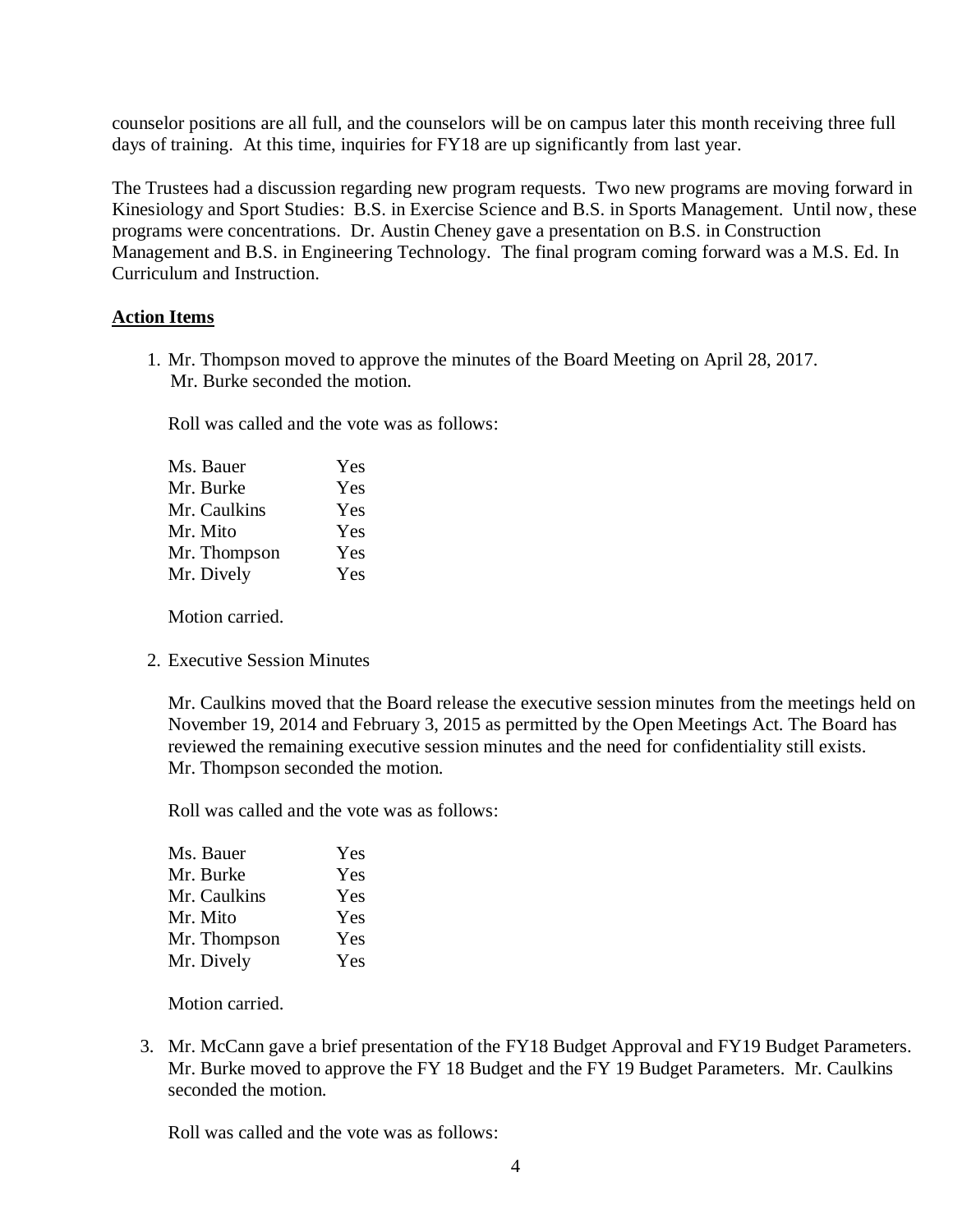counselor positions are all full, and the counselors will be on campus later this month receiving three full days of training. At this time, inquiries for FY18 are up significantly from last year.

The Trustees had a discussion regarding new program requests. Two new programs are moving forward in Kinesiology and Sport Studies: B.S. in Exercise Science and B.S. in Sports Management. Until now, these programs were concentrations. Dr. Austin Cheney gave a presentation on B.S. in Construction Management and B.S. in Engineering Technology. The final program coming forward was a M.S. Ed. In Curriculum and Instruction.

**Action Items**

1. Mr. Thompson moved to approve the minutes of the Board Meeting on April 28, 2017. Mr. Burke seconded the motion.

   Roll was called and the vote was as follows:

   | | |
   |---|---|
   | Ms. Bauer | Yes |
   | Mr. Burke | Yes |
   | Mr. Caulkins | Yes |
   | Mr. Mito | Yes |
   | Mr. Thompson | Yes |
   | Mr. Dively | Yes |

   Motion carried.

2. Executive Session Minutes

   Mr. Caulkins moved that the Board release the executive session minutes from the meetings held on November 19, 2014 and February 3, 2015 as permitted by the Open Meetings Act. The Board has reviewed the remaining executive session minutes and the need for confidentiality still exists. Mr. Thompson seconded the motion.

   Roll was called and the vote was as follows:

   | | |
   |---|---|
   | Ms. Bauer | Yes |
   | Mr. Burke | Yes |
   | Mr. Caulkins | Yes |
   | Mr. Mito | Yes |
   | Mr. Thompson | Yes |
   | Mr. Dively | Yes |

   Motion carried.

3. Mr. McCann gave a brief presentation of the FY18 Budget Approval and FY19 Budget Parameters. Mr. Burke moved to approve the FY 18 Budget and the FY 19 Budget Parameters. Mr. Caulkins seconded the motion.

   Roll was called and the vote was as follows: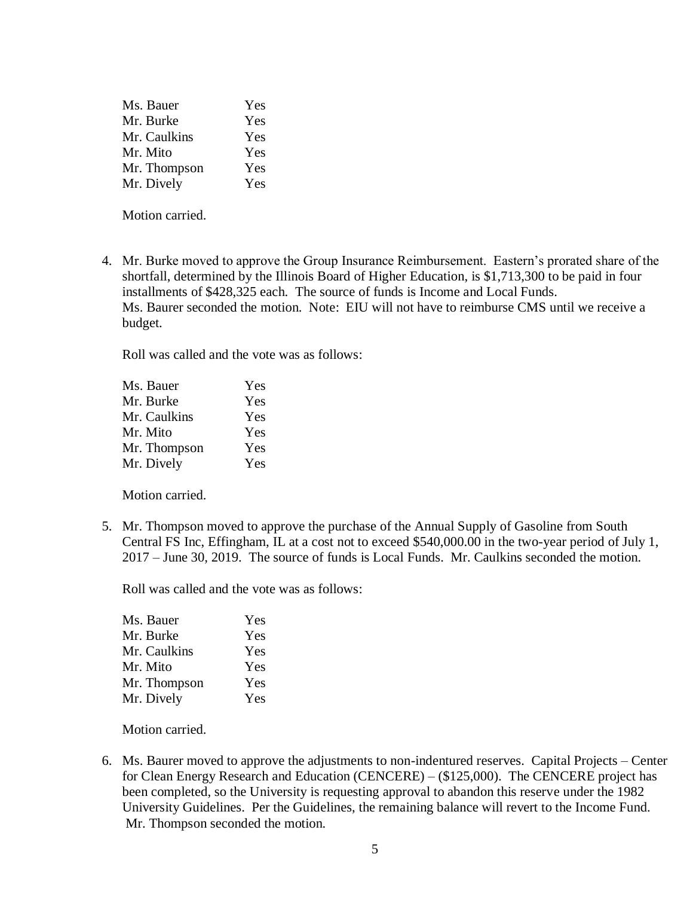| | |
|---|---|
| Ms. Bauer | Yes |
| Mr. Burke | Yes |
| Mr. Caulkins | Yes |
| Mr. Mito | Yes |
| Mr. Thompson | Yes |
| Mr. Dively | Yes |

Motion carried.

4. Mr. Burke moved to approve the Group Insurance Reimbursement. Eastern's prorated share of the shortfall, determined by the Illinois Board of Higher Education, is $1,713,300 to be paid in four installments of $428,325 each. The source of funds is Income and Local Funds. Ms. Baurer seconded the motion. Note: EIU will not have to reimburse CMS until we receive a budget.

   Roll was called and the vote was as follows:

   | | |
   |---|---|
   | Ms. Bauer | Yes |
   | Mr. Burke | Yes |
   | Mr. Caulkins | Yes |
   | Mr. Mito | Yes |
   | Mr. Thompson | Yes |
   | Mr. Dively | Yes |

   Motion carried.

5. Mr. Thompson moved to approve the purchase of the Annual Supply of Gasoline from South Central FS Inc, Effingham, IL at a cost not to exceed $540,000.00 in the two-year period of July 1, 2017 – June 30, 2019. The source of funds is Local Funds. Mr. Caulkins seconded the motion.

   Roll was called and the vote was as follows:

   | | |
   |---|---|
   | Ms. Bauer | Yes |
   | Mr. Burke | Yes |
   | Mr. Caulkins | Yes |
   | Mr. Mito | Yes |
   | Mr. Thompson | Yes |
   | Mr. Dively | Yes |

   Motion carried.

6. Ms. Baurer moved to approve the adjustments to non-indentured reserves. Capital Projects – Center for Clean Energy Research and Education (CENCERE) – ($125,000). The CENCERE project has been completed, so the University is requesting approval to abandon this reserve under the 1982 University Guidelines. Per the Guidelines, the remaining balance will revert to the Income Fund. Mr. Thompson seconded the motion.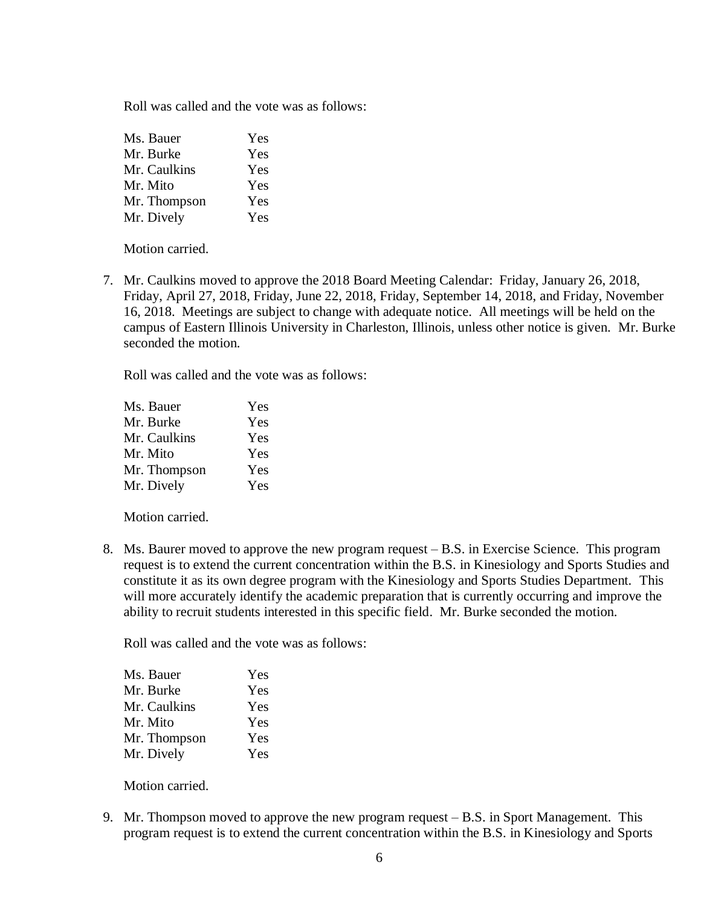Roll was called and the vote was as follows:

| | |
|---|---|
| Ms. Bauer | Yes |
| Mr. Burke | Yes |
| Mr. Caulkins | Yes |
| Mr. Mito | Yes |
| Mr. Thompson | Yes |
| Mr. Dively | Yes |

Motion carried.

7. Mr. Caulkins moved to approve the 2018 Board Meeting Calendar: Friday, January 26, 2018, Friday, April 27, 2018, Friday, June 22, 2018, Friday, September 14, 2018, and Friday, November 16, 2018. Meetings are subject to change with adequate notice. All meetings will be held on the campus of Eastern Illinois University in Charleston, Illinois, unless other notice is given. Mr. Burke seconded the motion.

   Roll was called and the vote was as follows:

   | | |
   |---|---|
   | Ms. Bauer | Yes |
   | Mr. Burke | Yes |
   | Mr. Caulkins | Yes |
   | Mr. Mito | Yes |
   | Mr. Thompson | Yes |
   | Mr. Dively | Yes |

   Motion carried.

8. Ms. Baurer moved to approve the new program request – B.S. in Exercise Science. This program request is to extend the current concentration within the B.S. in Kinesiology and Sports Studies and constitute it as its own degree program with the Kinesiology and Sports Studies Department. This will more accurately identify the academic preparation that is currently occurring and improve the ability to recruit students interested in this specific field. Mr. Burke seconded the motion.

   Roll was called and the vote was as follows:

   | | |
   |---|---|
   | Ms. Bauer | Yes |
   | Mr. Burke | Yes |
   | Mr. Caulkins | Yes |
   | Mr. Mito | Yes |
   | Mr. Thompson | Yes |
   | Mr. Dively | Yes |

   Motion carried.

9. Mr. Thompson moved to approve the new program request – B.S. in Sport Management. This program request is to extend the current concentration within the B.S. in Kinesiology and Sports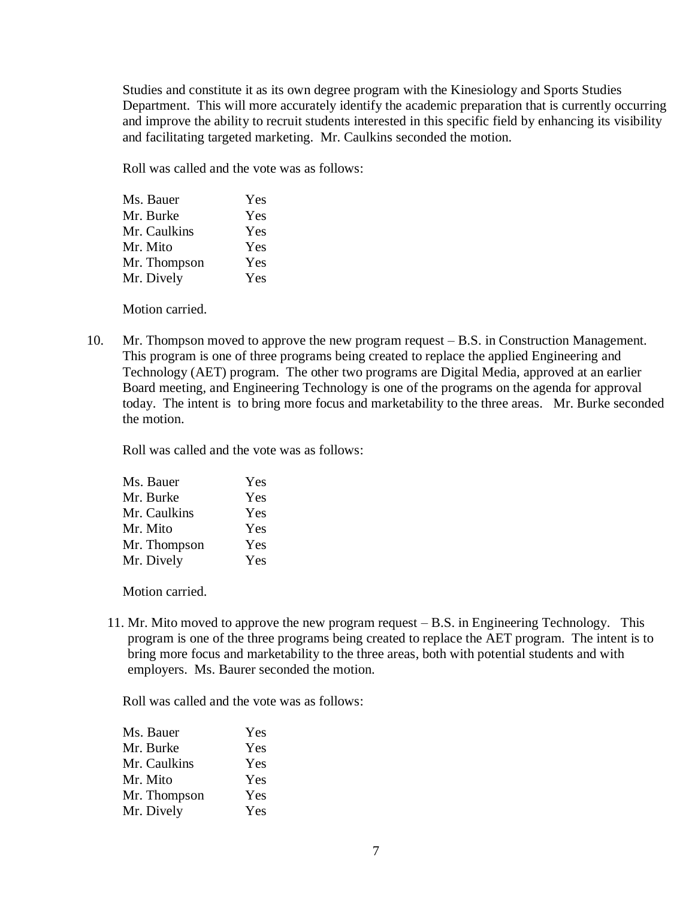Studies and constitute it as its own degree program with the Kinesiology and Sports Studies Department. This will more accurately identify the academic preparation that is currently occurring and improve the ability to recruit students interested in this specific field by enhancing its visibility and facilitating targeted marketing. Mr. Caulkins seconded the motion.

Roll was called and the vote was as follows:

| | |
|---|---|
| Ms. Bauer | Yes |
| Mr. Burke | Yes |
| Mr. Caulkins | Yes |
| Mr. Mito | Yes |
| Mr. Thompson | Yes |
| Mr. Dively | Yes |

Motion carried.

10. Mr. Thompson moved to approve the new program request – B.S. in Construction Management. This program is one of three programs being created to replace the applied Engineering and Technology (AET) program. The other two programs are Digital Media, approved at an earlier Board meeting, and Engineering Technology is one of the programs on the agenda for approval today. The intent is to bring more focus and marketability to the three areas. Mr. Burke seconded the motion.

Roll was called and the vote was as follows:

| | |
|---|---|
| Ms. Bauer | Yes |
| Mr. Burke | Yes |
| Mr. Caulkins | Yes |
| Mr. Mito | Yes |
| Mr. Thompson | Yes |
| Mr. Dively | Yes |

Motion carried.

11. Mr. Mito moved to approve the new program request – B.S. in Engineering Technology. This program is one of the three programs being created to replace the AET program. The intent is to bring more focus and marketability to the three areas, both with potential students and with employers. Ms. Baurer seconded the motion.

Roll was called and the vote was as follows:

| | |
|---|---|
| Ms. Bauer | Yes |
| Mr. Burke | Yes |
| Mr. Caulkins | Yes |
| Mr. Mito | Yes |
| Mr. Thompson | Yes |
| Mr. Dively | Yes |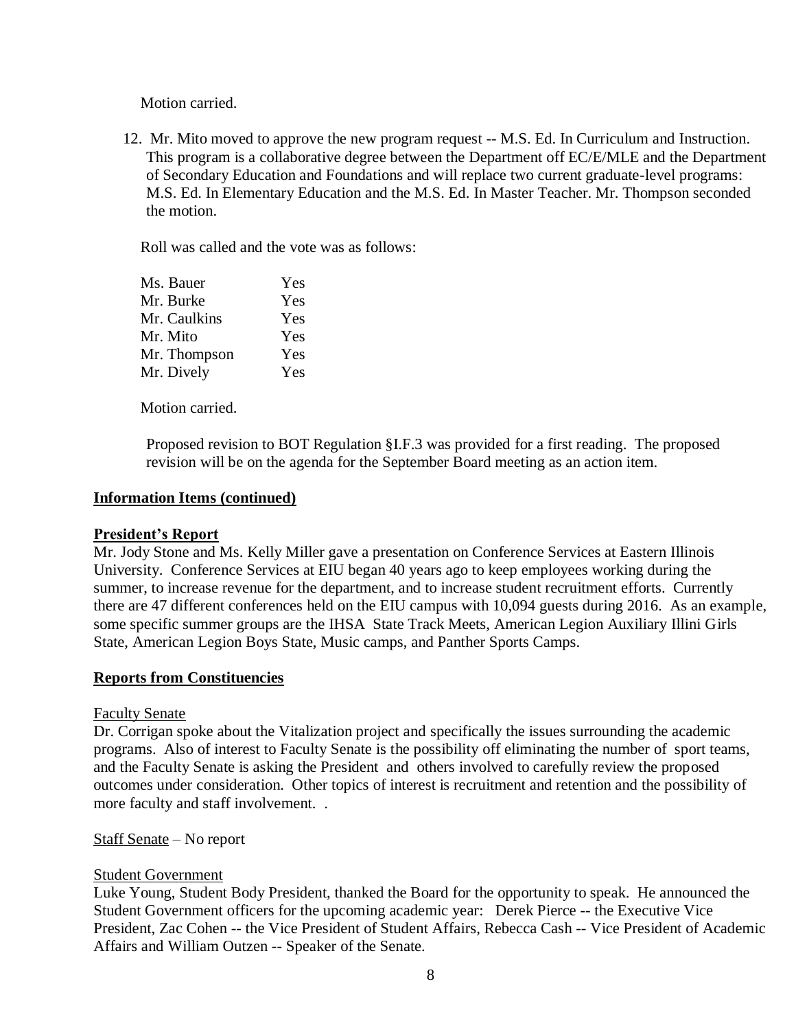Motion carried.

12. Mr. Mito moved to approve the new program request -- M.S. Ed. In Curriculum and Instruction. This program is a collaborative degree between the Department off EC/E/MLE and the Department of Secondary Education and Foundations and will replace two current graduate-level programs: M.S. Ed. In Elementary Education and the M.S. Ed. In Master Teacher. Mr. Thompson seconded the motion.

Roll was called and the vote was as follows:

| | |
|---|---|
| Ms. Bauer | Yes |
| Mr. Burke | Yes |
| Mr. Caulkins | Yes |
| Mr. Mito | Yes |
| Mr. Thompson | Yes |
| Mr. Dively | Yes |

Motion carried.

Proposed revision to BOT Regulation §I.F.3 was provided for a first reading. The proposed revision will be on the agenda for the September Board meeting as an action item.

**Information Items (continued)**

**President's Report**

Mr. Jody Stone and Ms. Kelly Miller gave a presentation on Conference Services at Eastern Illinois University. Conference Services at EIU began 40 years ago to keep employees working during the summer, to increase revenue for the department, and to increase student recruitment efforts. Currently there are 47 different conferences held on the EIU campus with 10,094 guests during 2016. As an example, some specific summer groups are the IHSA State Track Meets, American Legion Auxiliary Illini Girls State, American Legion Boys State, Music camps, and Panther Sports Camps.

**Reports from Constituencies**

Faculty Senate

Dr. Corrigan spoke about the Vitalization project and specifically the issues surrounding the academic programs. Also of interest to Faculty Senate is the possibility off eliminating the number of sport teams, and the Faculty Senate is asking the President and others involved to carefully review the proposed outcomes under consideration. Other topics of interest is recruitment and retention and the possibility of more faculty and staff involvement. .

Staff Senate – No report

Student Government

Luke Young, Student Body President, thanked the Board for the opportunity to speak. He announced the Student Government officers for the upcoming academic year: Derek Pierce -- the Executive Vice President, Zac Cohen -- the Vice President of Student Affairs, Rebecca Cash -- Vice President of Academic Affairs and William Outzen -- Speaker of the Senate.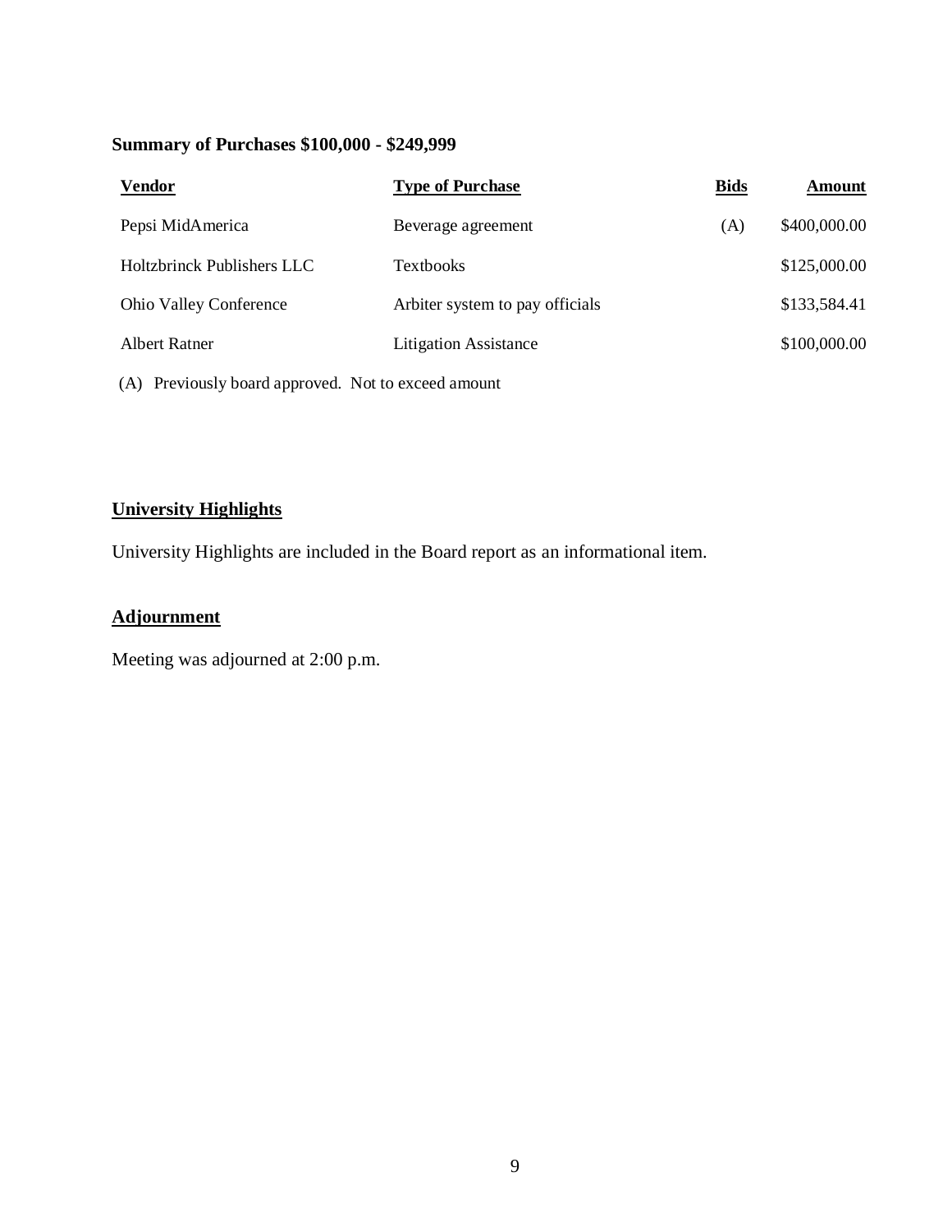**Summary of Purchases $100,000 - $249,999**

| Vendor | Type of Purchase | Bids | Amount |
| --- | --- | --- | --- |
| Pepsi MidAmerica | Beverage agreement | (A) | $400,000.00 |
| Holtzbrinck Publishers LLC | Textbooks | | $125,000.00 |
| Ohio Valley Conference | Arbiter system to pay officials | | $133,584.41 |
| Albert Ratner | Litigation Assistance | | $100,000.00 |

(A) Previously board approved. Not to exceed amount

## University Highlights

University Highlights are included in the Board report as an informational item.

## Adjournment

Meeting was adjourned at 2:00 p.m.